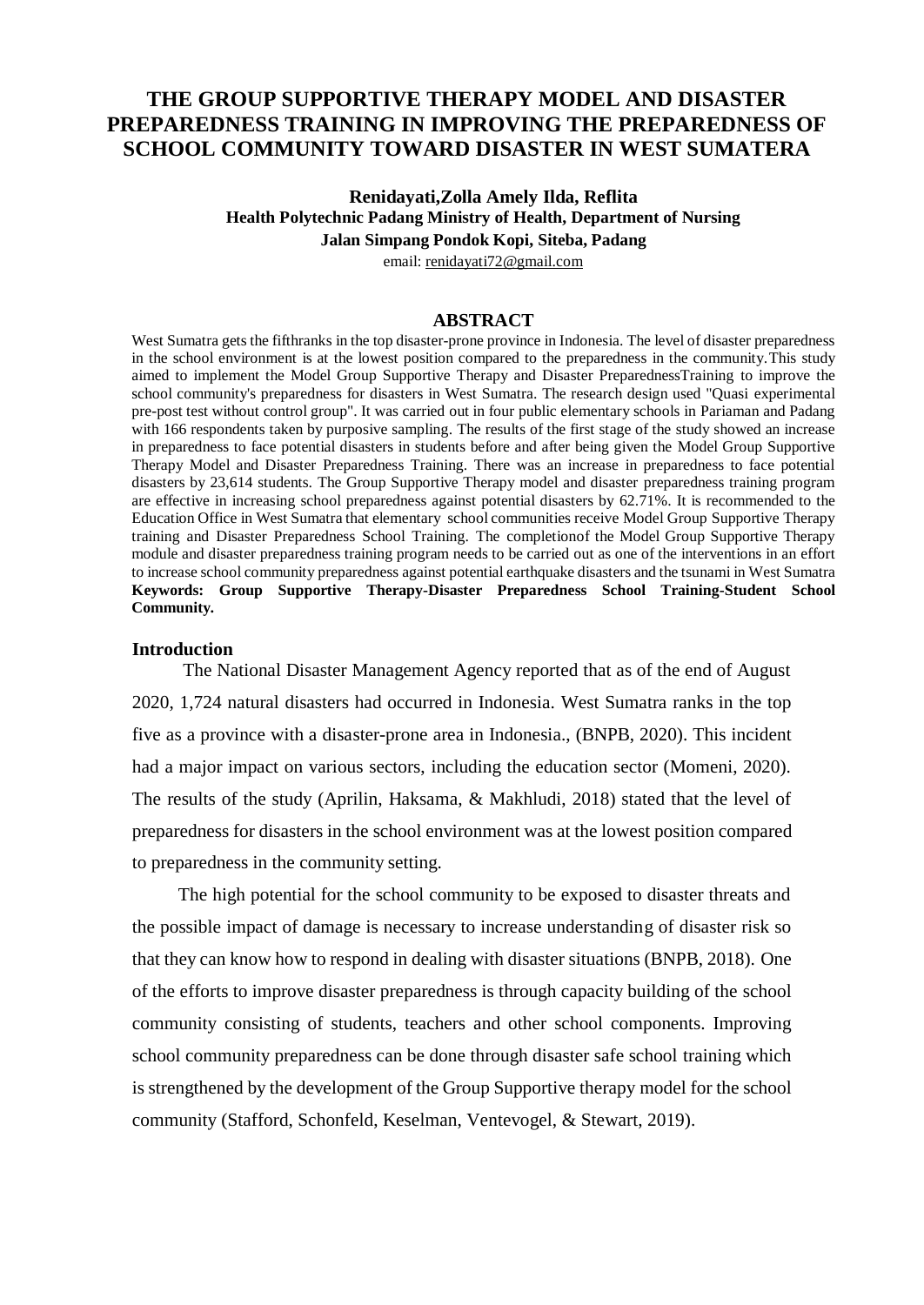# THE GROUP SUPPORTIVE THERAPY MODEL AND DISASTER PREPAREDNESS TRAINING IN IMPROVING THE PREPAREDNESS OF SCHOOL COMMUNITY TOWARD DISASTER IN WEST SUMATERA

**Renidayati,Zolla Amely Ilda, Reflita**
**Health Polytechnic Padang Ministry of Health, Department of Nursing**
**Jalan Simpang Pondok Kopi, Siteba, Padang**
email: renidayati72@gmail.com

## ABSTRACT

West Sumatra gets the fifthranks in the top disaster-prone province in Indonesia. The level of disaster preparedness in the school environment is at the lowest position compared to the preparedness in the community.This study aimed to implement the Model Group Supportive Therapy and Disaster PreparednessTraining to improve the school community's preparedness for disasters in West Sumatra. The research design used "Quasi experimental pre-post test without control group". It was carried out in four public elementary schools in Pariaman and Padang with 166 respondents taken by purposive sampling. The results of the first stage of the study showed an increase in preparedness to face potential disasters in students before and after being given the Model Group Supportive Therapy Model and Disaster Preparedness Training. There was an increase in preparedness to face potential disasters by 23,614 students. The Group Supportive Therapy model and disaster preparedness training program are effective in increasing school preparedness against potential disasters by 62.71%. It is recommended to the Education Office in West Sumatra that elementary school communities receive Model Group Supportive Therapy training and Disaster Preparedness School Training. The completionof the Model Group Supportive Therapy module and disaster preparedness training program needs to be carried out as one of the interventions in an effort to increase school community preparedness against potential earthquake disasters and the tsunami in West Sumatra

**Keywords: Group Supportive Therapy-Disaster Preparedness School Training-Student School Community.**

## Introduction

The National Disaster Management Agency reported that as of the end of August 2020, 1,724 natural disasters had occurred in Indonesia. West Sumatra ranks in the top five as a province with a disaster-prone area in Indonesia., (BNPB, 2020). This incident had a major impact on various sectors, including the education sector (Momeni, 2020). The results of the study (Aprilin, Haksama, & Makhludi, 2018) stated that the level of preparedness for disasters in the school environment was at the lowest position compared to preparedness in the community setting.

The high potential for the school community to be exposed to disaster threats and the possible impact of damage is necessary to increase understanding of disaster risk so that they can know how to respond in dealing with disaster situations (BNPB, 2018). One of the efforts to improve disaster preparedness is through capacity building of the school community consisting of students, teachers and other school components. Improving school community preparedness can be done through disaster safe school training which is strengthened by the development of the Group Supportive therapy model for the school community (Stafford, Schonfeld, Keselman, Ventevogel, & Stewart, 2019).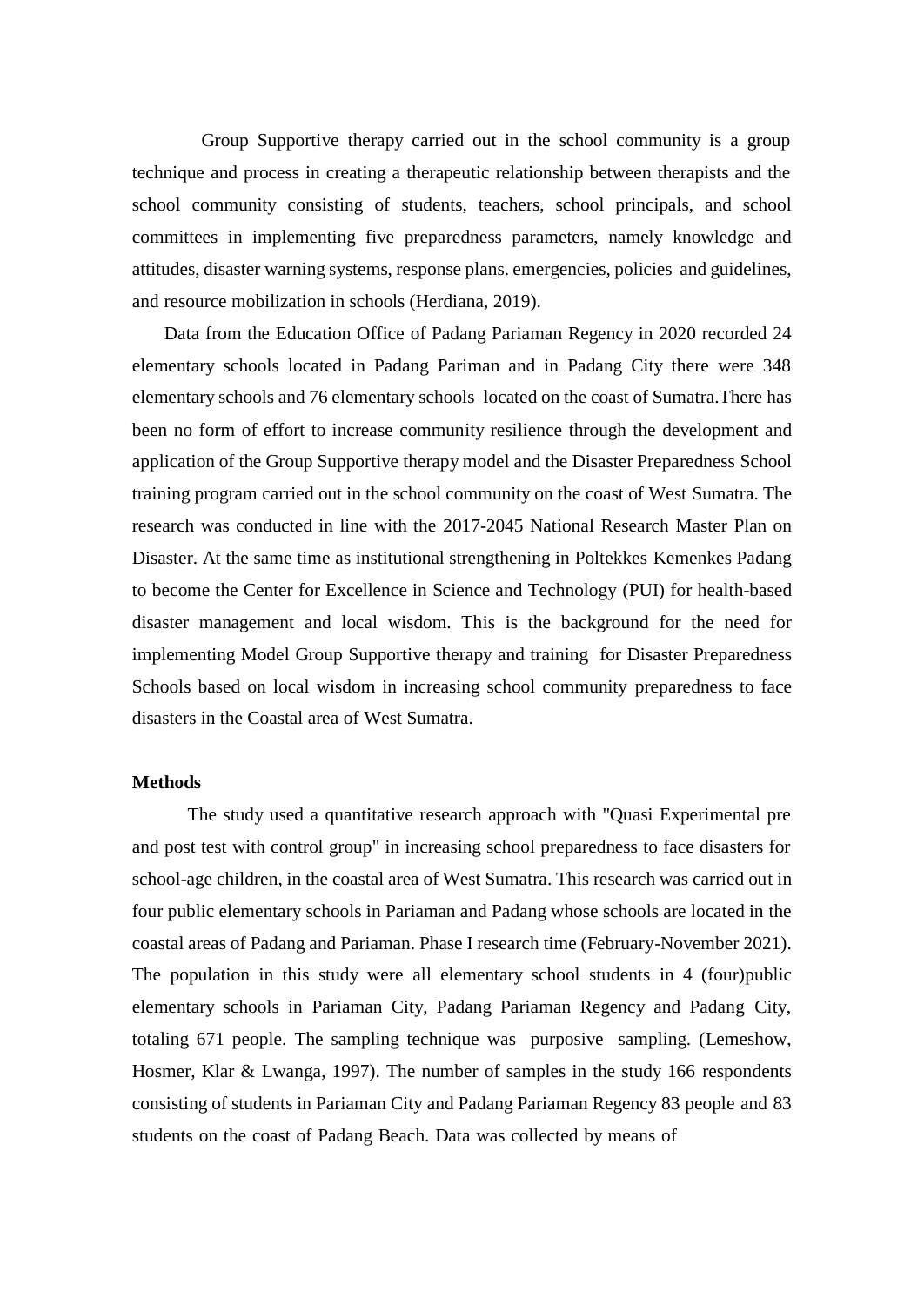Group Supportive therapy carried out in the school community is a group technique and process in creating a therapeutic relationship between therapists and the school community consisting of students, teachers, school principals, and school committees in implementing five preparedness parameters, namely knowledge and attitudes, disaster warning systems, response plans. emergencies, policies and guidelines, and resource mobilization in schools (Herdiana, 2019).

Data from the Education Office of Padang Pariaman Regency in 2020 recorded 24 elementary schools located in Padang Pariman and in Padang City there were 348 elementary schools and 76 elementary schools located on the coast of Sumatra.There has been no form of effort to increase community resilience through the development and application of the Group Supportive therapy model and the Disaster Preparedness School training program carried out in the school community on the coast of West Sumatra. The research was conducted in line with the 2017-2045 National Research Master Plan on Disaster. At the same time as institutional strengthening in Poltekkes Kemenkes Padang to become the Center for Excellence in Science and Technology (PUI) for health-based disaster management and local wisdom. This is the background for the need for implementing Model Group Supportive therapy and training for Disaster Preparedness Schools based on local wisdom in increasing school community preparedness to face disasters in the Coastal area of West Sumatra.

**Methods**

The study used a quantitative research approach with "Quasi Experimental pre and post test with control group" in increasing school preparedness to face disasters for school-age children, in the coastal area of West Sumatra. This research was carried out in four public elementary schools in Pariaman and Padang whose schools are located in the coastal areas of Padang and Pariaman. Phase I research time (February-November 2021). The population in this study were all elementary school students in 4 (four)public elementary schools in Pariaman City, Padang Pariaman Regency and Padang City, totaling 671 people. The sampling technique was purposive sampling. (Lemeshow, Hosmer, Klar & Lwanga, 1997). The number of samples in the study 166 respondents consisting of students in Pariaman City and Padang Pariaman Regency 83 people and 83 students on the coast of Padang Beach. Data was collected by means of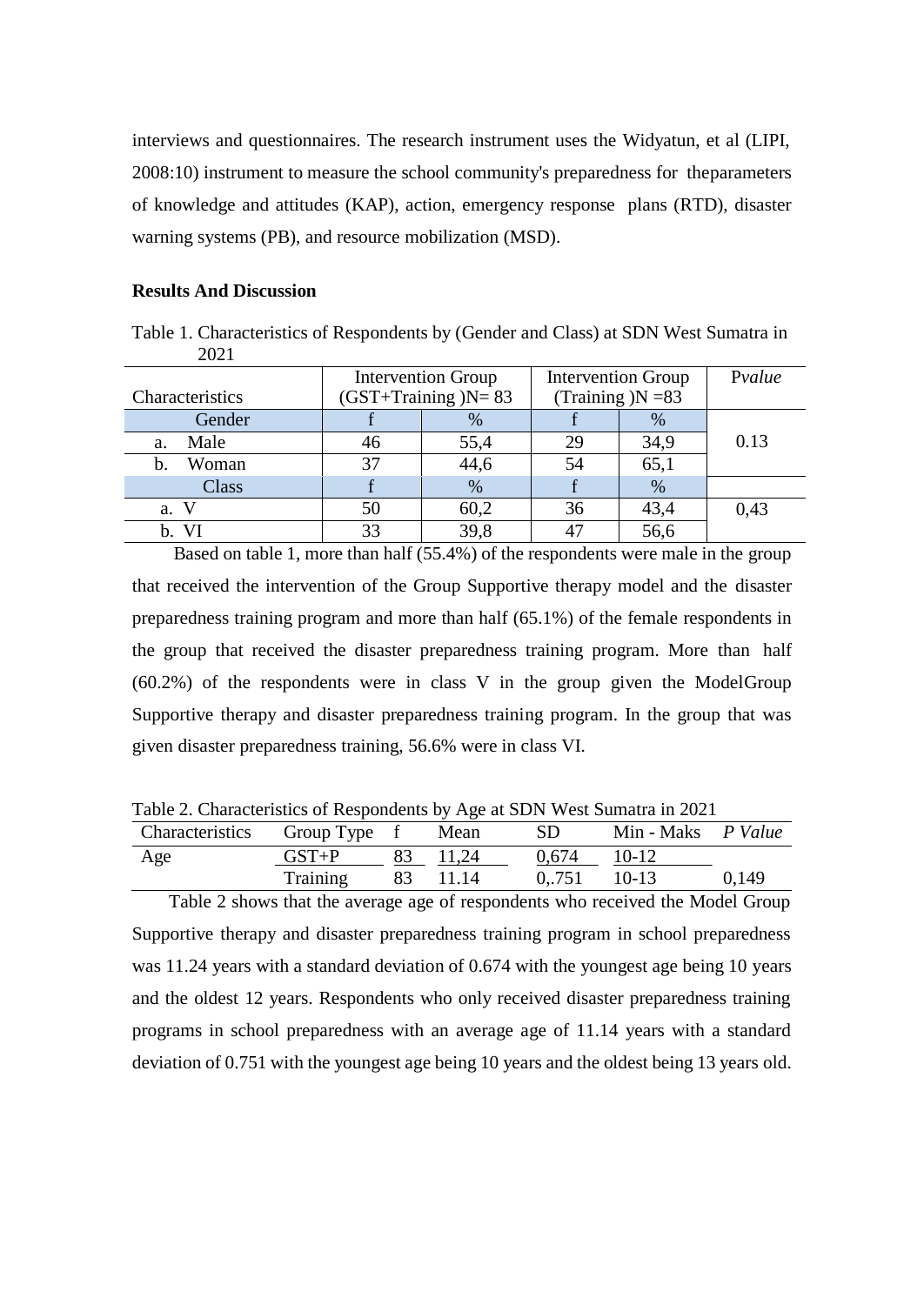interviews and questionnaires. The research instrument uses the Widyatun, et al (LIPI, 2008:10) instrument to measure the school community's preparedness for theparameters of knowledge and attitudes (KAP), action, emergency response plans (RTD), disaster warning systems (PB), and resource mobilization (MSD).

**Results And Discussion**

Table 1. Characteristics of Respondents by (Gender and Class) at SDN West Sumatra in 2021

| Characteristics | Intervention Group (GST+Training )N= 83 | | Intervention Group (Training )N =83 | | P*value* |
|---|---|---|---|---|---|
| Gender | f | % | f | % | |
| a. Male | 46 | 55,4 | 29 | 34,9 | 0.13 |
| b. Woman | 37 | 44,6 | 54 | 65,1 | |
| Class | f | % | f | % | |
| a. V | 50 | 60,2 | 36 | 43,4 | 0,43 |
| b. VI | 33 | 39,8 | 47 | 56,6 | |

Based on table 1, more than half (55.4%) of the respondents were male in the group that received the intervention of the Group Supportive therapy model and the disaster preparedness training program and more than half (65.1%) of the female respondents in the group that received the disaster preparedness training program. More than half (60.2%) of the respondents were in class V in the group given the ModelGroup Supportive therapy and disaster preparedness training program. In the group that was given disaster preparedness training, 56.6% were in class VI.

Table 2. Characteristics of Respondents by Age at SDN West Sumatra in 2021

| Characteristics | Group Type | f | Mean | SD | Min - Maks | *P Value* |
|---|---|---|---|---|---|---|
| Age | GST+P | 83 | 11,24 | 0,674 | 10-12 | |
| | Training | 83 | 11.14 | 0,.751 | 10-13 | 0,149 |

Table 2 shows that the average age of respondents who received the Model Group Supportive therapy and disaster preparedness training program in school preparedness was 11.24 years with a standard deviation of 0.674 with the youngest age being 10 years and the oldest 12 years. Respondents who only received disaster preparedness training programs in school preparedness with an average age of 11.14 years with a standard deviation of 0.751 with the youngest age being 10 years and the oldest being 13 years old.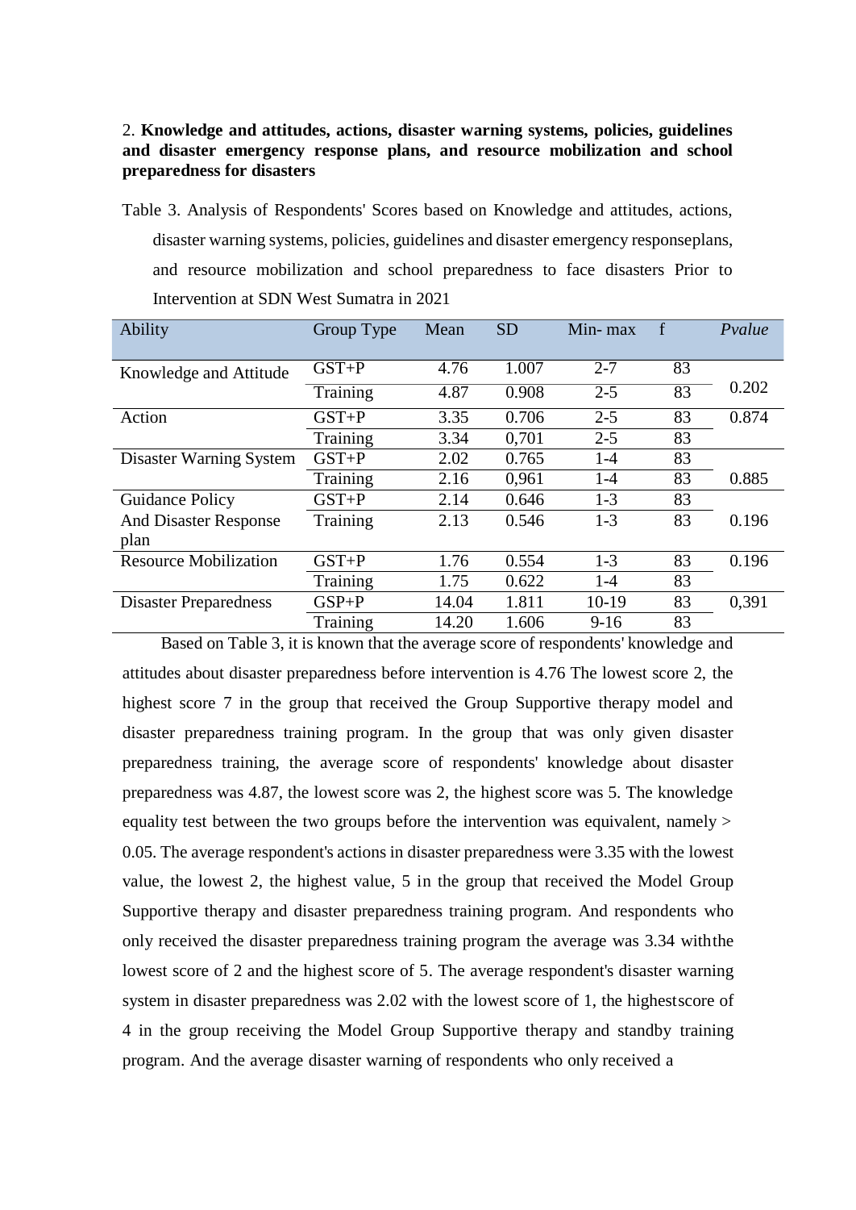2. **Knowledge and attitudes, actions, disaster warning systems, policies, guidelines and disaster emergency response plans, and resource mobilization and school preparedness for disasters**

Table 3. Analysis of Respondents' Scores based on Knowledge and attitudes, actions, disaster warning systems, policies, guidelines and disaster emergency responseplans, and resource mobilization and school preparedness to face disasters Prior to Intervention at SDN West Sumatra in 2021

| Ability | Group Type | Mean | SD | Min- max | f | *Pvalue* |
|---|---|---|---|---|---|---|
| Knowledge and Attitude | GST+P | 4.76 | 1.007 | 2-7 | 83 | 0.202 |
| | Training | 4.87 | 0.908 | 2-5 | 83 | |
| Action | GST+P | 3.35 | 0.706 | 2-5 | 83 | 0.874 |
| | Training | 3.34 | 0,701 | 2-5 | 83 | |
| Disaster Warning System | GST+P | 2.02 | 0.765 | 1-4 | 83 | 0.885 |
| | Training | 2.16 | 0,961 | 1-4 | 83 | |
| Guidance Policy And Disaster Response plan | GST+P | 2.14 | 0.646 | 1-3 | 83 | 0.196 |
| | Training | 2.13 | 0.546 | 1-3 | 83 | |
| Resource Mobilization | GST+P | 1.76 | 0.554 | 1-3 | 83 | 0.196 |
| | Training | 1.75 | 0.622 | 1-4 | 83 | |
| Disaster Preparedness | GSP+P | 14.04 | 1.811 | 10-19 | 83 | 0,391 |
| | Training | 14.20 | 1.606 | 9-16 | 83 | |

Based on Table 3, it is known that the average score of respondents' knowledge and attitudes about disaster preparedness before intervention is 4.76 The lowest score 2, the highest score 7 in the group that received the Group Supportive therapy model and disaster preparedness training program. In the group that was only given disaster preparedness training, the average score of respondents' knowledge about disaster preparedness was 4.87, the lowest score was 2, the highest score was 5. The knowledge equality test between the two groups before the intervention was equivalent, namely > 0.05. The average respondent's actions in disaster preparedness were 3.35 with the lowest value, the lowest 2, the highest value, 5 in the group that received the Model Group Supportive therapy and disaster preparedness training program. And respondents who only received the disaster preparedness training program the average was 3.34 withthe lowest score of 2 and the highest score of 5. The average respondent's disaster warning system in disaster preparedness was 2.02 with the lowest score of 1, the highestscore of 4 in the group receiving the Model Group Supportive therapy and standby training program. And the average disaster warning of respondents who only received a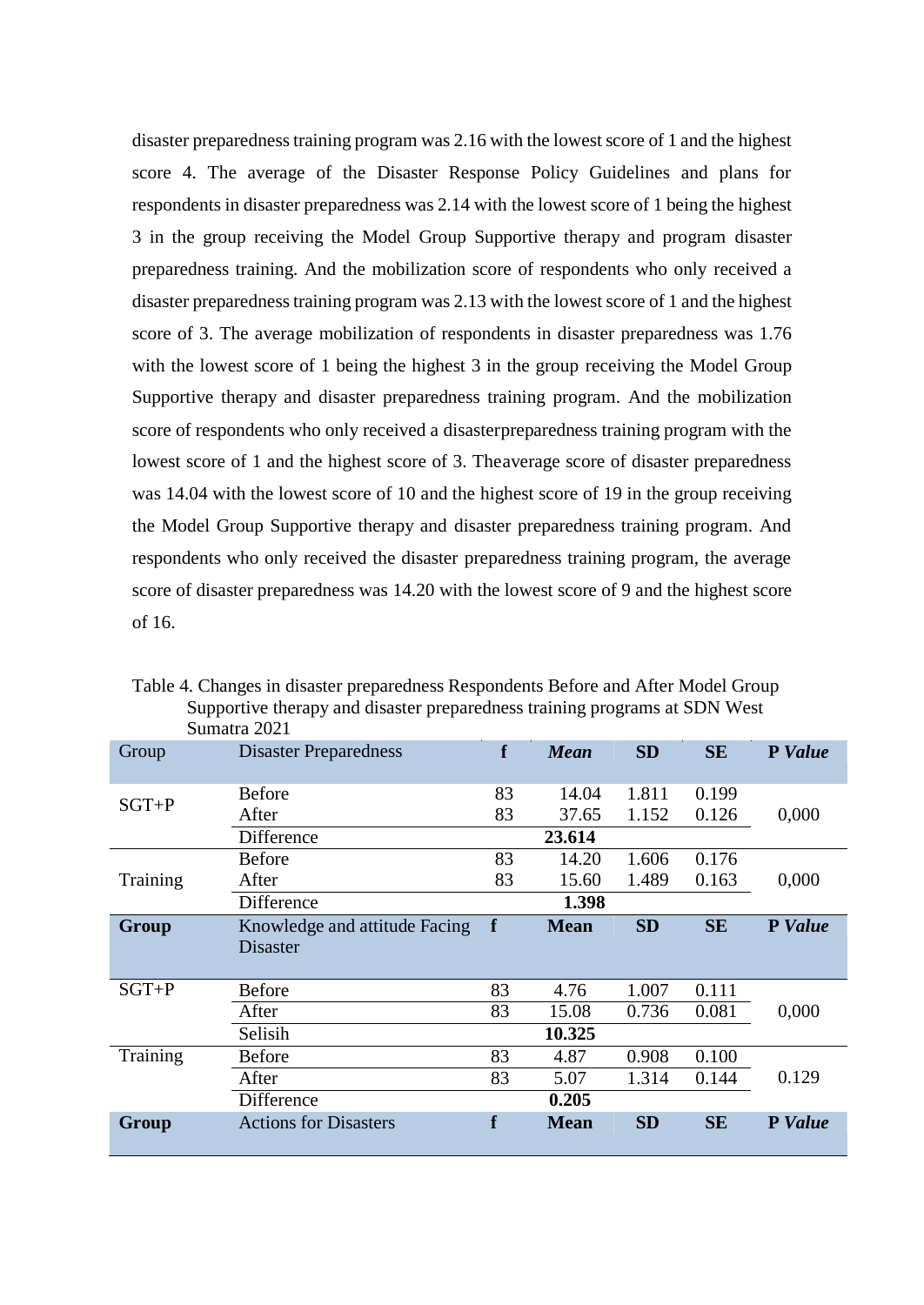disaster preparedness training program was 2.16 with the lowest score of 1 and the highest score 4. The average of the Disaster Response Policy Guidelines and plans for respondents in disaster preparedness was 2.14 with the lowest score of 1 being the highest 3 in the group receiving the Model Group Supportive therapy and program disaster preparedness training. And the mobilization score of respondents who only received a disaster preparedness training program was 2.13 with the lowest score of 1 and the highest score of 3. The average mobilization of respondents in disaster preparedness was 1.76 with the lowest score of 1 being the highest 3 in the group receiving the Model Group Supportive therapy and disaster preparedness training program. And the mobilization score of respondents who only received a disasterpreparedness training program with the lowest score of 1 and the highest score of 3. Theaverage score of disaster preparedness was 14.04 with the lowest score of 10 and the highest score of 19 in the group receiving the Model Group Supportive therapy and disaster preparedness training program. And respondents who only received the disaster preparedness training program, the average score of disaster preparedness was 14.20 with the lowest score of 9 and the highest score of 16.

Table 4. Changes in disaster preparedness Respondents Before and After Model Group Supportive therapy and disaster preparedness training programs at SDN West Sumatra 2021

| Group | Disaster Preparedness | f | *Mean* | SD | SE | P *Value* |
|---|---|---|---|---|---|---|
| SGT+P | Before | 83 | 14.04 | 1.811 | 0.199 | 0,000 |
| | After | 83 | 37.65 | 1.152 | 0.126 | |
| | Difference | | **23.614** | | | |
| Training | Before | 83 | 14.20 | 1.606 | 0.176 | 0,000 |
| | After | 83 | 15.60 | 1.489 | 0.163 | |
| | Difference | | **1.398** | | | |
| **Group** | Knowledge and attitude Facing Disaster | **f** | **Mean** | **SD** | **SE** | **P *Value*** |
| SGT+P | Before | 83 | 4.76 | 1.007 | 0.111 | 0,000 |
| | After | 83 | 15.08 | 0.736 | 0.081 | |
| | Selisih | | **10.325** | | | |
| Training | Before | 83 | 4.87 | 0.908 | 0.100 | 0.129 |
| | After | 83 | 5.07 | 1.314 | 0.144 | |
| | Difference | | **0.205** | | | |
| **Group** | Actions for Disasters | **f** | **Mean** | **SD** | **SE** | **P *Value*** |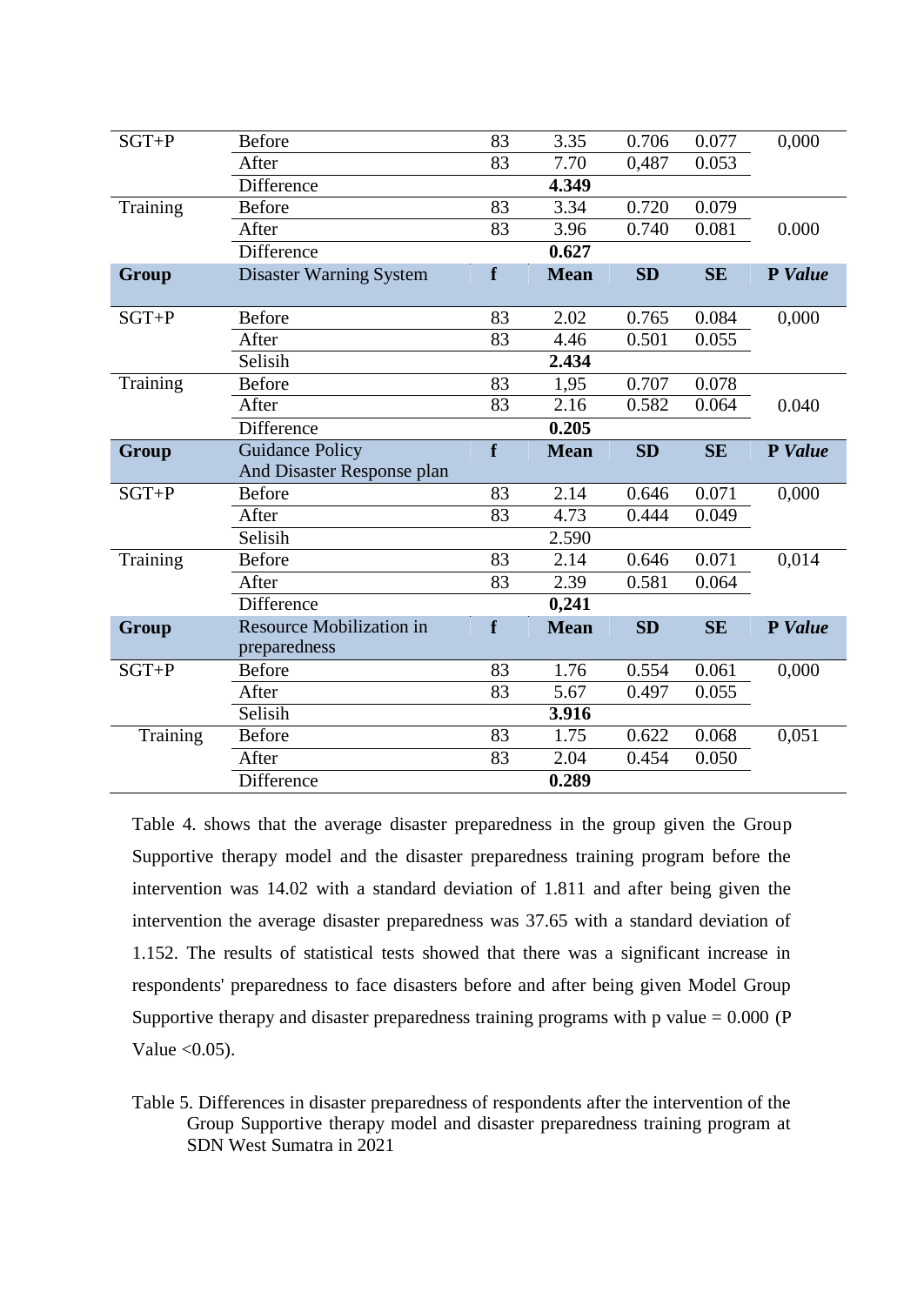| | | | | | | |
|---|---|---|---|---|---|---|
| SGT+P | Before | 83 | 3.35 | 0.706 | 0.077 | 0,000 |
| | After | 83 | 7.70 | 0,487 | 0.053 | |
| | Difference | | **4.349** | | | |
| Training | Before | 83 | 3.34 | 0.720 | 0.079 | |
| | After | 83 | 3.96 | 0.740 | 0.081 | 0.000 |
| | Difference | | **0.627** | | | |
| **Group** | Disaster Warning System | **f** | **Mean** | **SD** | **SE** | **P *Value*** |
| SGT+P | Before | 83 | 2.02 | 0.765 | 0.084 | 0,000 |
| | After | 83 | 4.46 | 0.501 | 0.055 | |
| | Selisih | | **2.434** | | | |
| Training | Before | 83 | 1,95 | 0.707 | 0.078 | |
| | After | 83 | 2.16 | 0.582 | 0.064 | 0.040 |
| | Difference | | **0.205** | | | |
| **Group** | Guidance Policy And Disaster Response plan | **f** | **Mean** | **SD** | **SE** | **P *Value*** |
| SGT+P | Before | 83 | 2.14 | 0.646 | 0.071 | 0,000 |
| | After | 83 | 4.73 | 0.444 | 0.049 | |
| | Selisih | | 2.590 | | | |
| Training | Before | 83 | 2.14 | 0.646 | 0.071 | 0,014 |
| | After | 83 | 2.39 | 0.581 | 0.064 | |
| | Difference | | **0,241** | | | |
| **Group** | Resource Mobilization in preparedness | **f** | **Mean** | **SD** | **SE** | **P *Value*** |
| SGT+P | Before | 83 | 1.76 | 0.554 | 0.061 | 0,000 |
| | After | 83 | 5.67 | 0.497 | 0.055 | |
| | Selisih | | **3.916** | | | |
| Training | Before | 83 | 1.75 | 0.622 | 0.068 | 0,051 |
| | After | 83 | 2.04 | 0.454 | 0.050 | |
| | Difference | | **0.289** | | | |

Table 4. shows that the average disaster preparedness in the group given the Group Supportive therapy model and the disaster preparedness training program before the intervention was 14.02 with a standard deviation of 1.811 and after being given the intervention the average disaster preparedness was 37.65 with a standard deviation of 1.152. The results of statistical tests showed that there was a significant increase in respondents' preparedness to face disasters before and after being given Model Group Supportive therapy and disaster preparedness training programs with p value = 0.000 (P Value <0.05).

Table 5. Differences in disaster preparedness of respondents after the intervention of the Group Supportive therapy model and disaster preparedness training program at SDN West Sumatra in 2021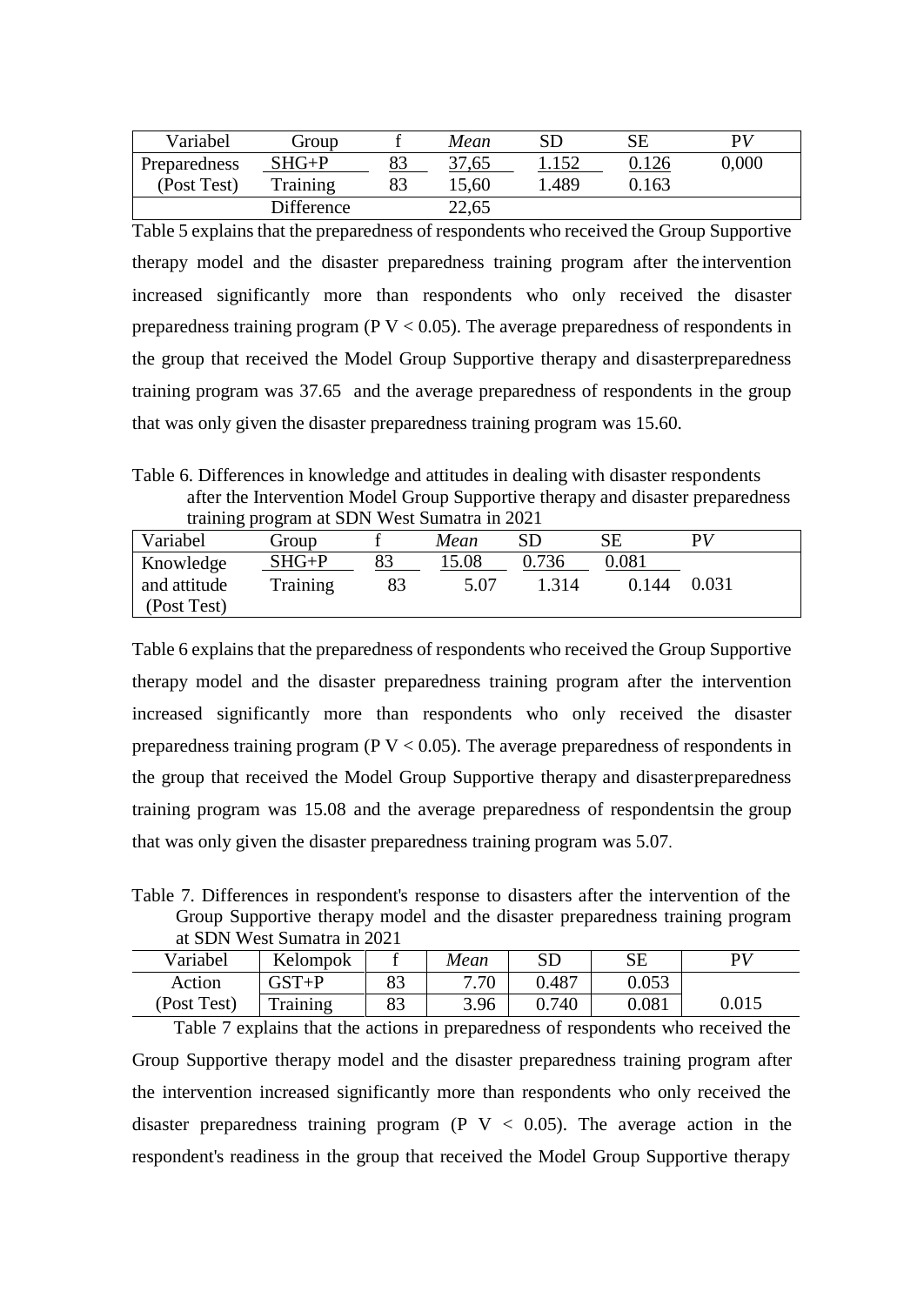| Variabel | Group | f | *Mean* | SD | SE | P*V* |
|---|---|---|---|---|---|---|
| Preparedness | SHG+P | 83 | 37,65 | 1.152 | 0.126 | 0,000 |
| (Post Test) | Training | 83 | 15,60 | 1.489 | 0.163 | |
| | Difference | | 22,65 | | | |

Table 5 explains that the preparedness of respondents who received the Group Supportive therapy model and the disaster preparedness training program after the intervention increased significantly more than respondents who only received the disaster preparedness training program (P V < 0.05). The average preparedness of respondents in the group that received the Model Group Supportive therapy and disasterpreparedness training program was 37.65 and the average preparedness of respondents in the group that was only given the disaster preparedness training program was 15.60.

Table 6. Differences in knowledge and attitudes in dealing with disaster respondents after the Intervention Model Group Supportive therapy and disaster preparedness training program at SDN West Sumatra in 2021

| Variabel | Group | f | *Mean* | SD | SE | P*V* |
|---|---|---|---|---|---|---|
| Knowledge | SHG+P | 83 | 15.08 | 0.736 | 0.081 | |
| and attitude | Training | 83 | 5.07 | 1.314 | 0.144 | 0.031 |
| (Post Test) | | | | | | |

Table 6 explains that the preparedness of respondents who received the Group Supportive therapy model and the disaster preparedness training program after the intervention increased significantly more than respondents who only received the disaster preparedness training program (P V < 0.05). The average preparedness of respondents in the group that received the Model Group Supportive therapy and disasterpreparedness training program was 15.08 and the average preparedness of respondentsin the group that was only given the disaster preparedness training program was 5.07.

Table 7. Differences in respondent's response to disasters after the intervention of the Group Supportive therapy model and the disaster preparedness training program at SDN West Sumatra in 2021

| Variabel | Kelompok | f | *Mean* | SD | SE | P*V* |
|---|---|---|---|---|---|---|
| Action | GST+P | 83 | 7.70 | 0.487 | 0.053 | |
| (Post Test) | Training | 83 | 3.96 | 0.740 | 0.081 | 0.015 |

Table 7 explains that the actions in preparedness of respondents who received the Group Supportive therapy model and the disaster preparedness training program after the intervention increased significantly more than respondents who only received the disaster preparedness training program (P V < 0.05). The average action in the respondent's readiness in the group that received the Model Group Supportive therapy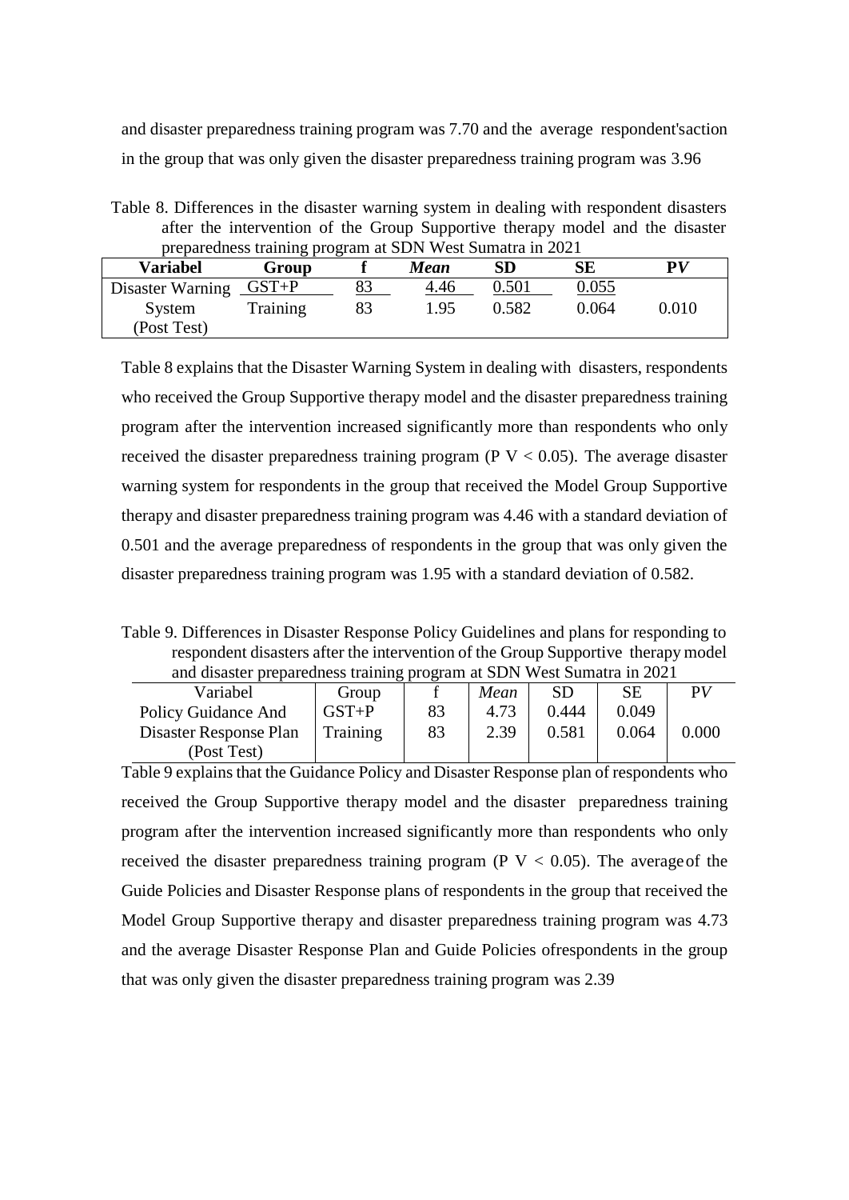and disaster preparedness training program was 7.70 and the average respondent'saction in the group that was only given the disaster preparedness training program was 3.96

Table 8. Differences in the disaster warning system in dealing with respondent disasters after the intervention of the Group Supportive therapy model and the disaster preparedness training program at SDN West Sumatra in 2021

| **Variabel** | **Group** | **f** | ***Mean*** | **SD** | **SE** | **PV** |
|---|---|---|---|---|---|---|
| Disaster Warning System (Post Test) | GST+P | 83 | 4.46 | 0.501 | 0.055 | 0.010 |
| | Training | 83 | 1.95 | 0.582 | 0.064 | |

Table 8 explains that the Disaster Warning System in dealing with disasters, respondents who received the Group Supportive therapy model and the disaster preparedness training program after the intervention increased significantly more than respondents who only received the disaster preparedness training program (P V < 0.05). The average disaster warning system for respondents in the group that received the Model Group Supportive therapy and disaster preparedness training program was 4.46 with a standard deviation of 0.501 and the average preparedness of respondents in the group that was only given the disaster preparedness training program was 1.95 with a standard deviation of 0.582.

Table 9. Differences in Disaster Response Policy Guidelines and plans for responding to respondent disasters after the intervention of the Group Supportive therapy model and disaster preparedness training program at SDN West Sumatra in 2021

| Variabel | Group | f | *Mean* | SD | SE | PV |
|---|---|---|---|---|---|---|
| Policy Guidance And Disaster Response Plan (Post Test) | GST+P | 83 | 4.73 | 0.444 | 0.049 | 0.000 |
| | Training | 83 | 2.39 | 0.581 | 0.064 | |

Table 9 explains that the Guidance Policy and Disaster Response plan of respondents who received the Group Supportive therapy model and the disaster preparedness training program after the intervention increased significantly more than respondents who only received the disaster preparedness training program (P V < 0.05). The average of the Guide Policies and Disaster Response plans of respondents in the group that received the Model Group Supportive therapy and disaster preparedness training program was 4.73 and the average Disaster Response Plan and Guide Policies ofrespondents in the group that was only given the disaster preparedness training program was 2.39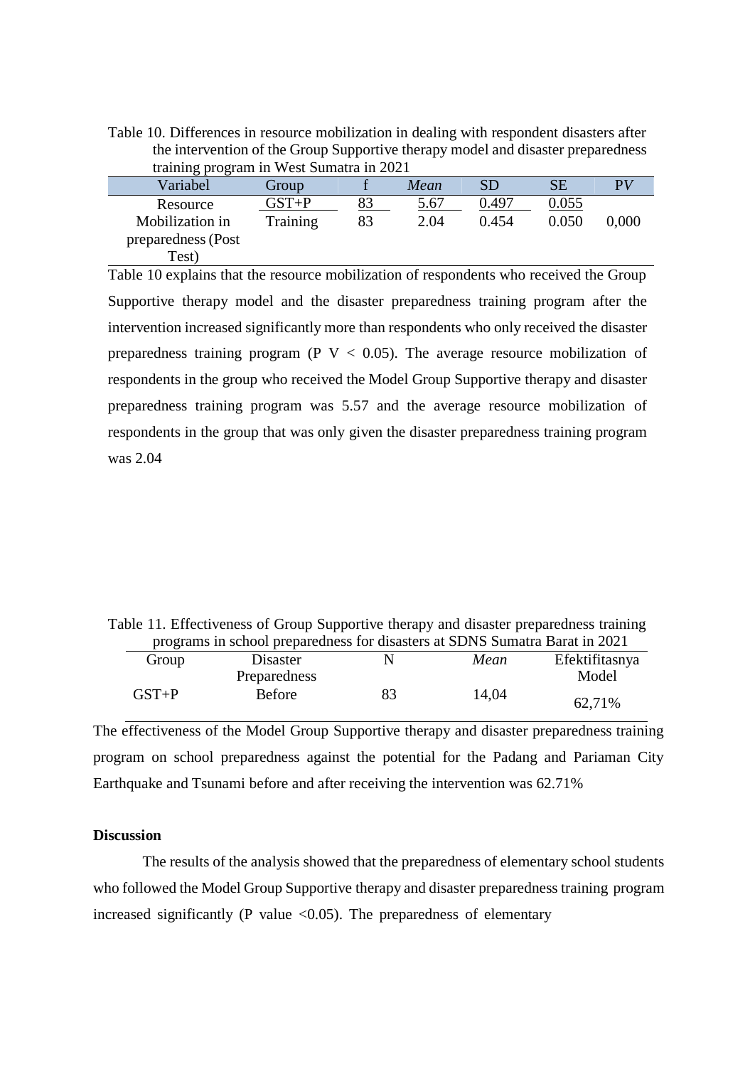Table 10. Differences in resource mobilization in dealing with respondent disasters after the intervention of the Group Supportive therapy model and disaster preparedness training program in West Sumatra in 2021

| Variabel | Group | f | *Mean* | SD | SE | PV |
|---|---|---|---|---|---|---|
| Resource Mobilization in preparedness (Post Test) | GST+P | 83 | 5.67 | 0.497 | 0.055 | |
| | Training | 83 | 2.04 | 0.454 | 0.050 | 0,000 |

Table 10 explains that the resource mobilization of respondents who received the Group Supportive therapy model and the disaster preparedness training program after the intervention increased significantly more than respondents who only received the disaster preparedness training program (P V < 0.05). The average resource mobilization of respondents in the group who received the Model Group Supportive therapy and disaster preparedness training program was 5.57 and the average resource mobilization of respondents in the group that was only given the disaster preparedness training program was 2.04

Table 11. Effectiveness of Group Supportive therapy and disaster preparedness training programs in school preparedness for disasters at SDNS Sumatra Barat in 2021

| Group | Disaster Preparedness | N | *Mean* | Efektifitasnya Model |
|---|---|---|---|---|
| GST+P | Before | 83 | 14,04 | 62,71% |

The effectiveness of the Model Group Supportive therapy and disaster preparedness training program on school preparedness against the potential for the Padang and Pariaman City Earthquake and Tsunami before and after receiving the intervention was 62.71%

**Discussion**

The results of the analysis showed that the preparedness of elementary school students who followed the Model Group Supportive therapy and disaster preparedness training program increased significantly (P value <0.05). The preparedness of elementary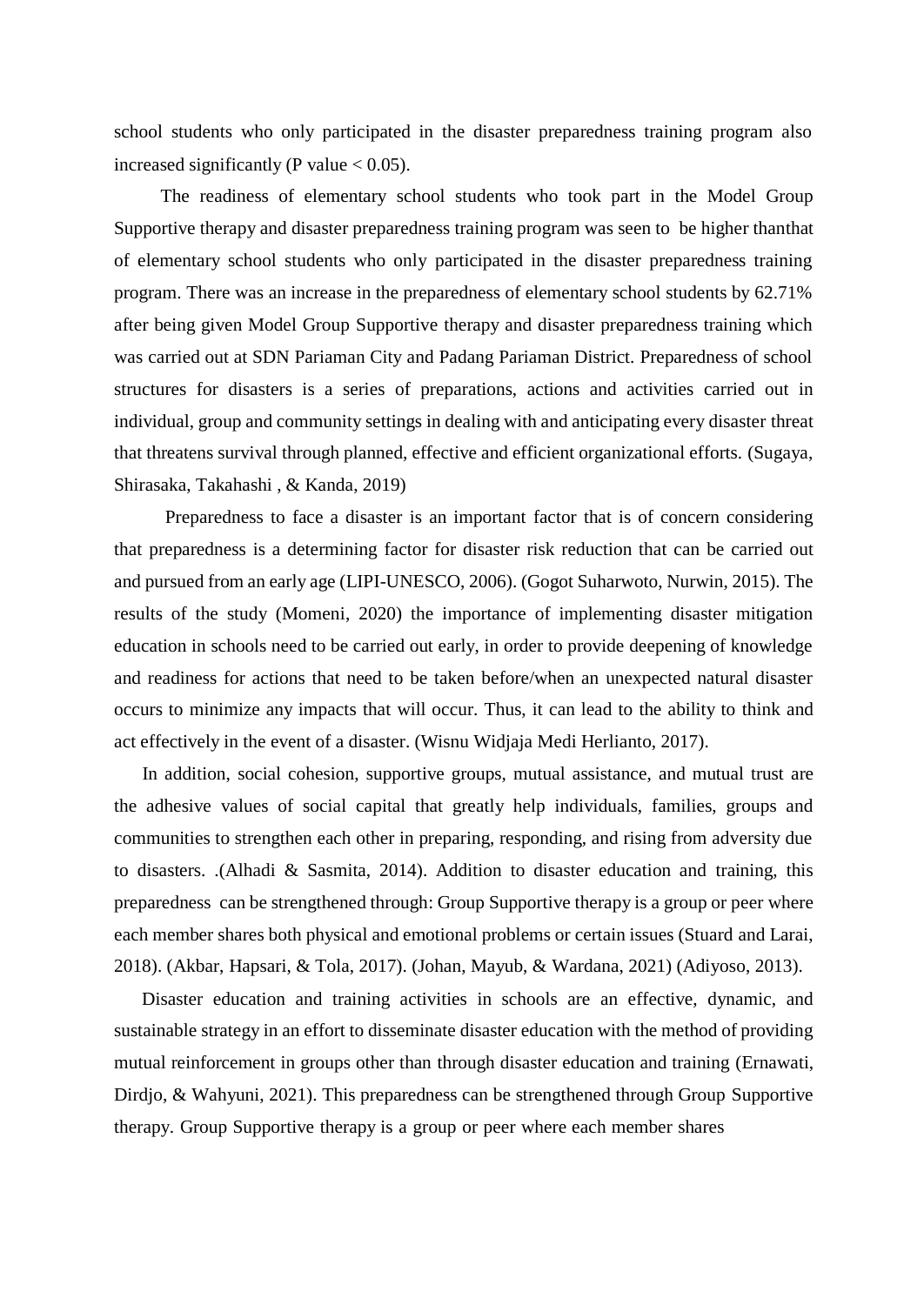school students who only participated in the disaster preparedness training program also increased significantly (P value < 0.05).

The readiness of elementary school students who took part in the Model Group Supportive therapy and disaster preparedness training program was seen to be higher thanthat of elementary school students who only participated in the disaster preparedness training program. There was an increase in the preparedness of elementary school students by 62.71% after being given Model Group Supportive therapy and disaster preparedness training which was carried out at SDN Pariaman City and Padang Pariaman District. Preparedness of school structures for disasters is a series of preparations, actions and activities carried out in individual, group and community settings in dealing with and anticipating every disaster threat that threatens survival through planned, effective and efficient organizational efforts. (Sugaya, Shirasaka, Takahashi , & Kanda, 2019)

Preparedness to face a disaster is an important factor that is of concern considering that preparedness is a determining factor for disaster risk reduction that can be carried out and pursued from an early age (LIPI-UNESCO, 2006). (Gogot Suharwoto, Nurwin, 2015). The results of the study (Momeni, 2020) the importance of implementing disaster mitigation education in schools need to be carried out early, in order to provide deepening of knowledge and readiness for actions that need to be taken before/when an unexpected natural disaster occurs to minimize any impacts that will occur. Thus, it can lead to the ability to think and act effectively in the event of a disaster. (Wisnu Widjaja Medi Herlianto, 2017).

In addition, social cohesion, supportive groups, mutual assistance, and mutual trust are the adhesive values of social capital that greatly help individuals, families, groups and communities to strengthen each other in preparing, responding, and rising from adversity due to disasters. .(Alhadi & Sasmita, 2014). Addition to disaster education and training, this preparedness can be strengthened through: Group Supportive therapy is a group or peer where each member shares both physical and emotional problems or certain issues (Stuard and Larai, 2018). (Akbar, Hapsari, & Tola, 2017). (Johan, Mayub, & Wardana, 2021) (Adiyoso, 2013).

Disaster education and training activities in schools are an effective, dynamic, and sustainable strategy in an effort to disseminate disaster education with the method of providing mutual reinforcement in groups other than through disaster education and training (Ernawati, Dirdjo, & Wahyuni, 2021). This preparedness can be strengthened through Group Supportive therapy. Group Supportive therapy is a group or peer where each member shares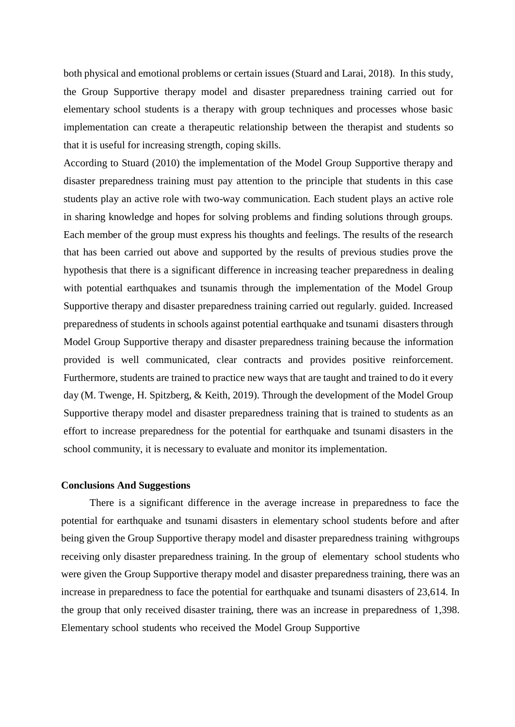both physical and emotional problems or certain issues (Stuard and Larai, 2018). In this study, the Group Supportive therapy model and disaster preparedness training carried out for elementary school students is a therapy with group techniques and processes whose basic implementation can create a therapeutic relationship between the therapist and students so that it is useful for increasing strength, coping skills.

According to Stuard (2010) the implementation of the Model Group Supportive therapy and disaster preparedness training must pay attention to the principle that students in this case students play an active role with two-way communication. Each student plays an active role in sharing knowledge and hopes for solving problems and finding solutions through groups. Each member of the group must express his thoughts and feelings. The results of the research that has been carried out above and supported by the results of previous studies prove the hypothesis that there is a significant difference in increasing teacher preparedness in dealing with potential earthquakes and tsunamis through the implementation of the Model Group Supportive therapy and disaster preparedness training carried out regularly. guided. Increased preparedness of students in schools against potential earthquake and tsunami disasters through Model Group Supportive therapy and disaster preparedness training because the information provided is well communicated, clear contracts and provides positive reinforcement. Furthermore, students are trained to practice new ways that are taught and trained to do it every day (M. Twenge, H. Spitzberg, & Keith, 2019). Through the development of the Model Group Supportive therapy model and disaster preparedness training that is trained to students as an effort to increase preparedness for the potential for earthquake and tsunami disasters in the school community, it is necessary to evaluate and monitor its implementation.

**Conclusions And Suggestions**

There is a significant difference in the average increase in preparedness to face the potential for earthquake and tsunami disasters in elementary school students before and after being given the Group Supportive therapy model and disaster preparedness training withgroups receiving only disaster preparedness training. In the group of elementary school students who were given the Group Supportive therapy model and disaster preparedness training, there was an increase in preparedness to face the potential for earthquake and tsunami disasters of 23,614. In the group that only received disaster training, there was an increase in preparedness of 1,398. Elementary school students who received the Model Group Supportive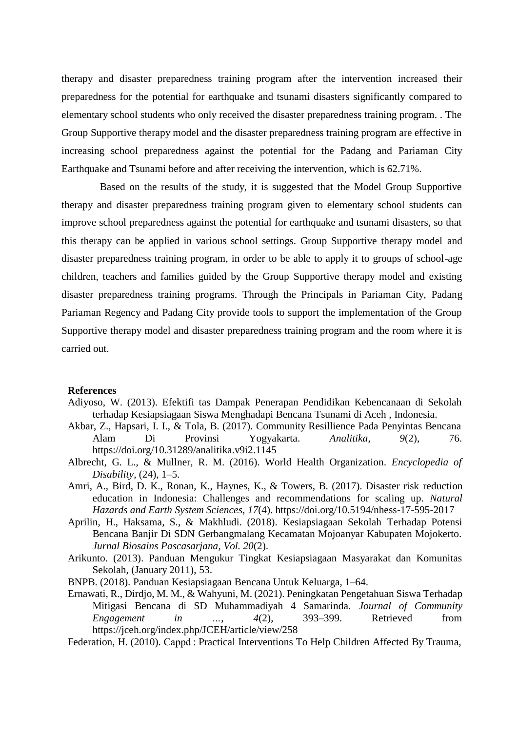therapy and disaster preparedness training program after the intervention increased their preparedness for the potential for earthquake and tsunami disasters significantly compared to elementary school students who only received the disaster preparedness training program. . The Group Supportive therapy model and the disaster preparedness training program are effective in increasing school preparedness against the potential for the Padang and Pariaman City Earthquake and Tsunami before and after receiving the intervention, which is 62.71%.

Based on the results of the study, it is suggested that the Model Group Supportive therapy and disaster preparedness training program given to elementary school students can improve school preparedness against the potential for earthquake and tsunami disasters, so that this therapy can be applied in various school settings. Group Supportive therapy model and disaster preparedness training program, in order to be able to apply it to groups of school-age children, teachers and families guided by the Group Supportive therapy model and existing disaster preparedness training programs. Through the Principals in Pariaman City, Padang Pariaman Regency and Padang City provide tools to support the implementation of the Group Supportive therapy model and disaster preparedness training program and the room where it is carried out.

**References**

Adiyoso, W. (2013). Efektifi tas Dampak Penerapan Pendidikan Kebencanaan di Sekolah terhadap Kesiapsiagaan Siswa Menghadapi Bencana Tsunami di Aceh , Indonesia.

Akbar, Z., Hapsari, I. I., & Tola, B. (2017). Community Resillience Pada Penyintas Bencana Alam Di Provinsi Yogyakarta. *Analitika*, *9*(2), 76. https://doi.org/10.31289/analitika.v9i2.1145

Albrecht, G. L., & Mullner, R. M. (2016). World Health Organization. *Encyclopedia of Disability*, (24), 1–5.

Amri, A., Bird, D. K., Ronan, K., Haynes, K., & Towers, B. (2017). Disaster risk reduction education in Indonesia: Challenges and recommendations for scaling up. *Natural Hazards and Earth System Sciences*, *17*(4). https://doi.org/10.5194/nhess-17-595-2017

Aprilin, H., Haksama, S., & Makhludi. (2018). Kesiapsiagaan Sekolah Terhadap Potensi Bencana Banjir Di SDN Gerbangmalang Kecamatan Mojoanyar Kabupaten Mojokerto. *Jurnal Biosains Pascasarjana*, *Vol. 20*(2).

Arikunto. (2013). Panduan Mengukur Tingkat Kesiapsiagaan Masyarakat dan Komunitas Sekolah, (January 2011), 53.

BNPB. (2018). Panduan Kesiapsiagaan Bencana Untuk Keluarga, 1–64.

Ernawati, R., Dirdjo, M. M., & Wahyuni, M. (2021). Peningkatan Pengetahuan Siswa Terhadap Mitigasi Bencana di SD Muhammadiyah 4 Samarinda. *Journal of Community Engagement in …*, *4*(2), 393–399. Retrieved from https://jceh.org/index.php/JCEH/article/view/258

Federation, H. (2010). Cappd : Practical Interventions To Help Children Affected By Trauma,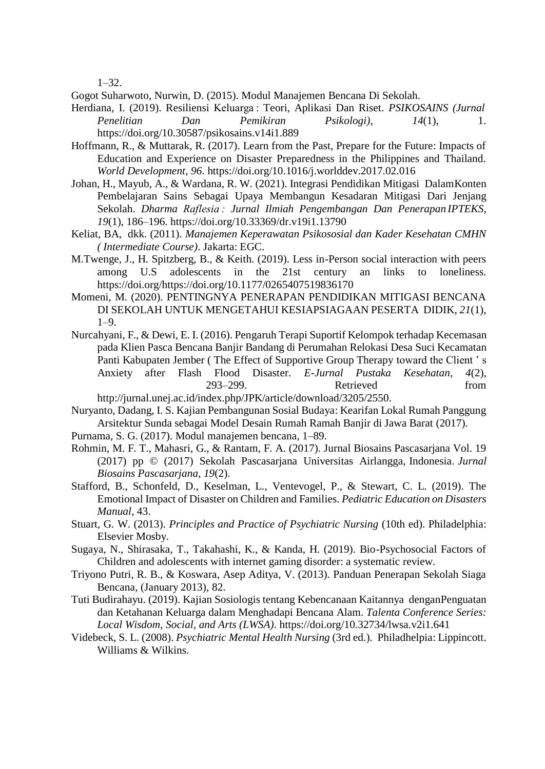1–32.

Gogot Suharwoto, Nurwin, D. (2015). Modul Manajemen Bencana Di Sekolah.

Herdiana, I. (2019). Resiliensi Keluarga : Teori, Aplikasi Dan Riset. *PSIKOSAINS (Jurnal Penelitian Dan Pemikiran Psikologi)*, *14*(1), 1. https://doi.org/10.30587/psikosains.v14i1.889

Hoffmann, R., & Muttarak, R. (2017). Learn from the Past, Prepare for the Future: Impacts of Education and Experience on Disaster Preparedness in the Philippines and Thailand. *World Development*, *96*. https://doi.org/10.1016/j.worlddev.2017.02.016

Johan, H., Mayub, A., & Wardana, R. W. (2021). Integrasi Pendidikan Mitigasi DalamKonten Pembelajaran Sains Sebagai Upaya Membangun Kesadaran Mitigasi Dari Jenjang Sekolah. *Dharma Raflesia : Jurnal Ilmiah Pengembangan Dan Penerapan IPTEKS*, *19*(1), 186–196. https://doi.org/10.33369/dr.v19i1.13790

Keliat, BA, dkk. (2011). *Manajemen Keperawatan Psikososial dan Kader Kesehatan CMHN ( Intermediate Course)*. Jakarta: EGC.

M.Twenge, J., H. Spitzberg, B., & Keith. (2019). Less in-Person social interaction with peers among U.S adolescents in the 21st century an links to loneliness. https://doi.org/https://doi.org/10.1177/0265407519836170

Momeni, M. (2020). PENTINGNYA PENERAPAN PENDIDIKAN MITIGASI BENCANA DI SEKOLAH UNTUK MENGETAHUI KESIAPSIAGAAN PESERTA DIDIK, *21*(1), 1–9.

Nurcahyani, F., & Dewi, E. I. (2016). Pengaruh Terapi Suportif Kelompok terhadap Kecemasan pada Klien Pasca Bencana Banjir Bandang di Perumahan Relokasi Desa Suci Kecamatan Panti Kabupaten Jember ( The Effect of Supportive Group Therapy toward the Client ' s Anxiety after Flash Flood Disaster. *E-Jurnal Pustaka Kesehatan*, *4*(2), 293–299. Retrieved from http://jurnal.unej.ac.id/index.php/JPK/article/download/3205/2550.

Nuryanto, Dadang, I. S. Kajian Pembangunan Sosial Budaya: Kearifan Lokal Rumah Panggung Arsitektur Sunda sebagai Model Desain Rumah Ramah Banjir di Jawa Barat (2017).

Purnama, S. G. (2017). Modul manajemen bencana, 1–89.

Rohmin, M. F. T., Mahasri, G., & Rantam, F. A. (2017). Jurnal Biosains Pascasarjana Vol. 19 (2017) pp © (2017) Sekolah Pascasarjana Universitas Airlangga, Indonesia. *Jurnal Biosains Pascasarjana*, *19*(2).

Stafford, B., Schonfeld, D., Keselman, L., Ventevogel, P., & Stewart, C. L. (2019). The Emotional Impact of Disaster on Children and Families. *Pediatric Education on Disasters Manual*, 43.

Stuart, G. W. (2013). *Principles and Practice of Psychiatric Nursing* (10th ed). Philadelphia: Elsevier Mosby.

Sugaya, N., Shirasaka, T., Takahashi, K., & Kanda, H. (2019). Bio-Psychosocial Factors of Children and adolescents with internet gaming disorder: a systematic review.

Triyono Putri, R. B., & Koswara, Asep Aditya, V. (2013). Panduan Penerapan Sekolah Siaga Bencana, (January 2013), 82.

Tuti Budirahayu. (2019). Kajian Sosiologis tentang Kebencanaan Kaitannya denganPenguatan dan Ketahanan Keluarga dalam Menghadapi Bencana Alam. *Talenta Conference Series: Local Wisdom, Social, and Arts (LWSA)*. https://doi.org/10.32734/lwsa.v2i1.641

Videbeck, S. L. (2008). *Psychiatric Mental Health Nursing* (3rd ed.). Philadhelpia: Lippincott. Williams & Wilkins.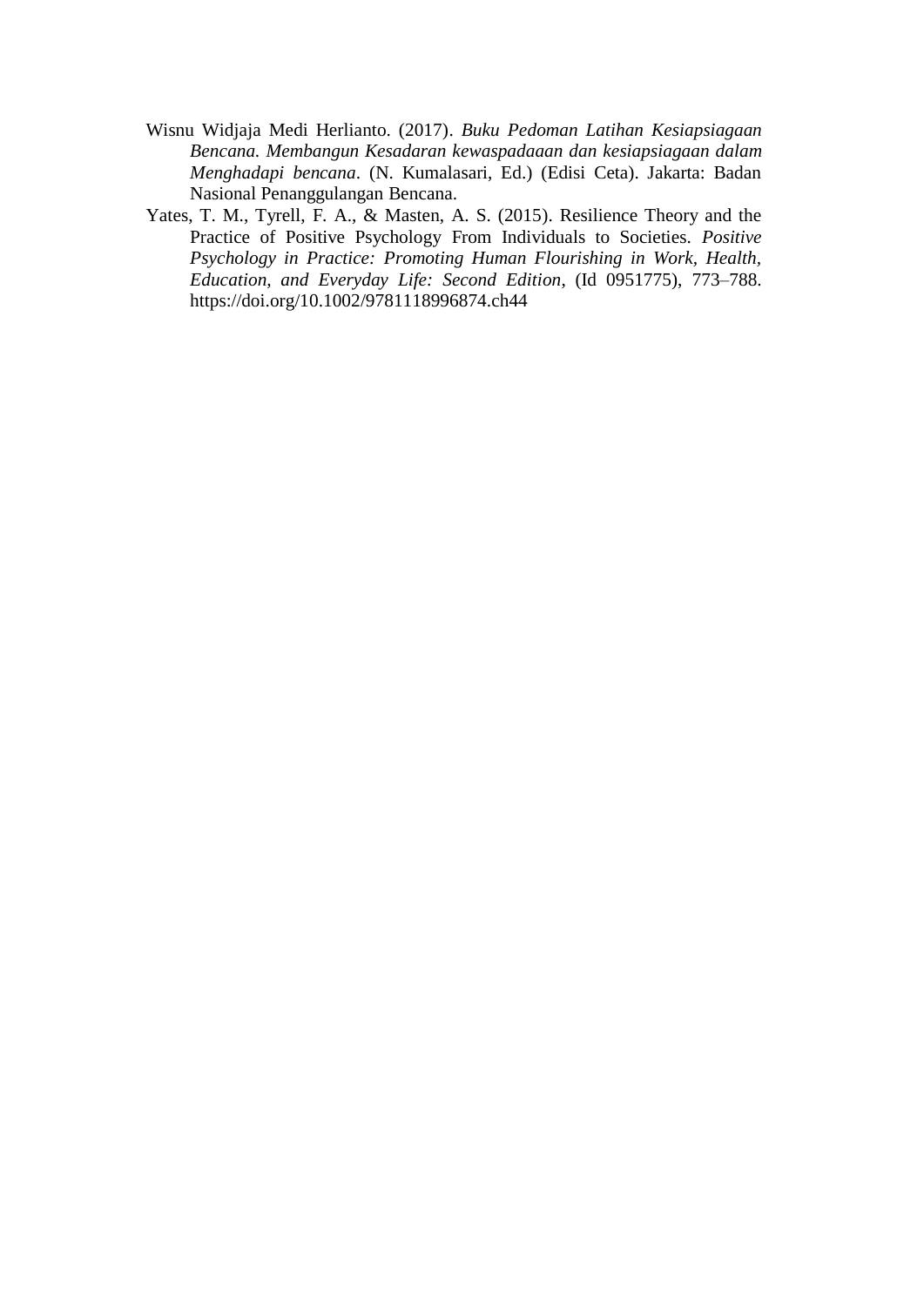Wisnu Widjaja Medi Herlianto. (2017). *Buku Pedoman Latihan Kesiapsiagaan Bencana. Membangun Kesadaran kewaspadaaan dan kesiapsiagaan dalam Menghadapi bencana*. (N. Kumalasari, Ed.) (Edisi Ceta). Jakarta: Badan Nasional Penanggulangan Bencana.

Yates, T. M., Tyrell, F. A., & Masten, A. S. (2015). Resilience Theory and the Practice of Positive Psychology From Individuals to Societies. *Positive Psychology in Practice: Promoting Human Flourishing in Work, Health, Education, and Everyday Life: Second Edition*, (Id 0951775), 773–788. https://doi.org/10.1002/9781118996874.ch44